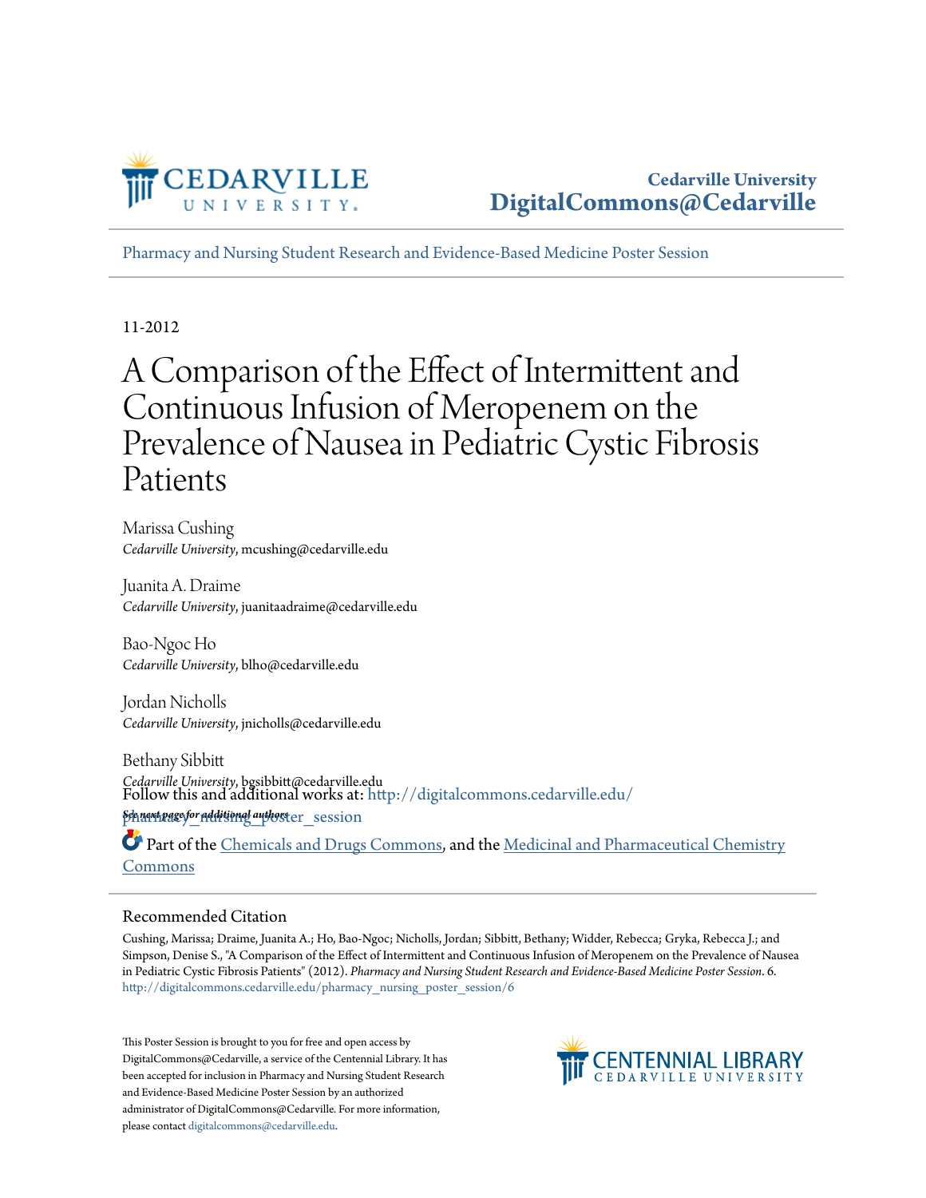Cedarville University
DigitalCommons@Cedarville

Pharmacy and Nursing Student Research and Evidence-Based Medicine Poster Session

11-2012

# A Comparison of the Effect of Intermittent and Continuous Infusion of Meropenem on the Prevalence of Nausea in Pediatric Cystic Fibrosis Patients

Marissa Cushing
*Cedarville University*, mcushing@cedarville.edu

Juanita A. Draime
*Cedarville University*, juanitaadraime@cedarville.edu

Bao-Ngoc Ho
*Cedarville University*, blho@cedarville.edu

Jordan Nicholls
*Cedarville University*, jnicholls@cedarville.edu

Bethany Sibbitt
*Cedarville University*, bgsibbitt@cedarville.edu

*See next page for additional authors*

Follow this and additional works at: http://digitalcommons.cedarville.edu/pharmacy_nursing_poster_session

Part of the Chemicals and Drugs Commons, and the Medicinal and Pharmaceutical Chemistry Commons

## Recommended Citation

Cushing, Marissa; Draime, Juanita A.; Ho, Bao-Ngoc; Nicholls, Jordan; Sibbitt, Bethany; Widder, Rebecca; Gryka, Rebecca J.; and Simpson, Denise S., "A Comparison of the Effect of Intermittent and Continuous Infusion of Meropenem on the Prevalence of Nausea in Pediatric Cystic Fibrosis Patients" (2012). *Pharmacy and Nursing Student Research and Evidence-Based Medicine Poster Session*. 6.
http://digitalcommons.cedarville.edu/pharmacy_nursing_poster_session/6

This Poster Session is brought to you for free and open access by DigitalCommons@Cedarville, a service of the Centennial Library. It has been accepted for inclusion in Pharmacy and Nursing Student Research and Evidence-Based Medicine Poster Session by an authorized administrator of DigitalCommons@Cedarville. For more information, please contact digitalcommons@cedarville.edu.

CENTENNIAL LIBRARY
CEDARVILLE UNIVERSITY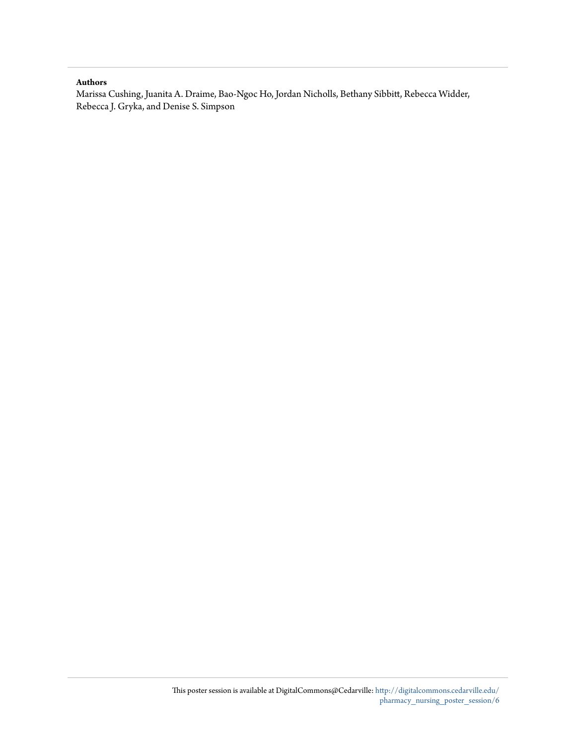**Authors**

Marissa Cushing, Juanita A. Draime, Bao-Ngoc Ho, Jordan Nicholls, Bethany Sibbitt, Rebecca Widder, Rebecca J. Gryka, and Denise S. Simpson

This poster session is available at DigitalCommons@Cedarville: http://digitalcommons.cedarville.edu/pharmacy_nursing_poster_session/6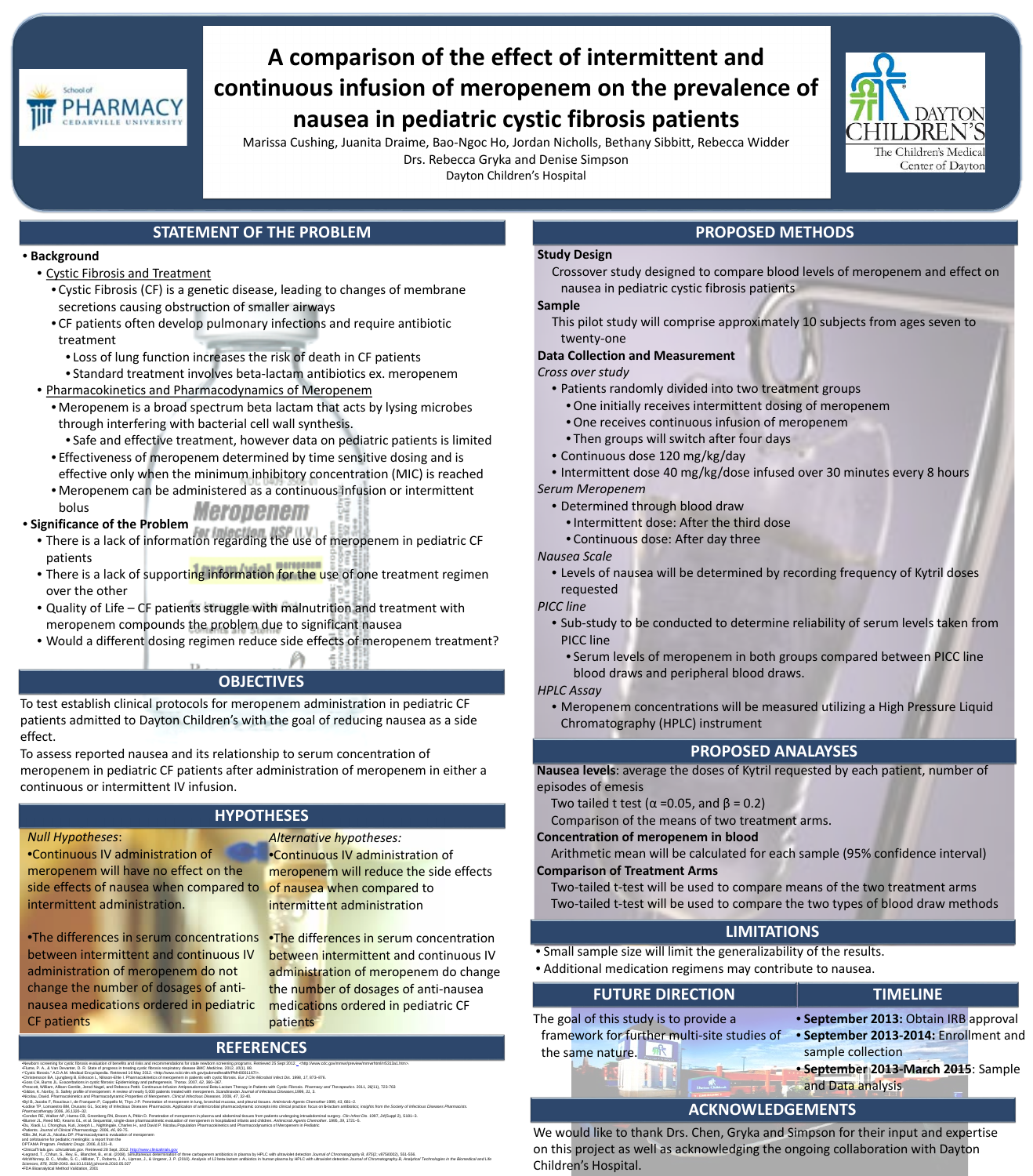# A comparison of the effect of intermittent and continuous infusion of meropenem on the prevalence of nausea in pediatric cystic fibrosis patients

Marissa Cushing, Juanita Draime, Bao-Ngoc Ho, Jordan Nicholls, Bethany Sibbitt, Rebecca Widder

Drs. Rebecca Gryka and Denise Simpson

Dayton Children's Hospital

## STATEMENT OF THE PROBLEM

- **Background**
  - Cystic Fibrosis and Treatment
    - Cystic Fibrosis (CF) is a genetic disease, leading to changes of membrane secretions causing obstruction of smaller airways
    - CF patients often develop pulmonary infections and require antibiotic treatment
      - Loss of lung function increases the risk of death in CF patients
      - Standard treatment involves beta-lactam antibiotics ex. meropenem
  - Pharmacokinetics and Pharmacodynamics of Meropenem
    - Meropenem is a broad spectrum beta lactam that acts by lysing microbes through interfering with bacterial cell wall synthesis.
      - Safe and effective treatment, however data on pediatric patients is limited
    - Effectiveness of meropenem determined by time sensitive dosing and is effective only when the minimum inhibitory concentration (MIC) is reached
    - Meropenem can be administered as a continuous infusion or intermittent bolus
- **Significance of the Problem**
  - There is a lack of information regarding the use of meropenem in pediatric CF patients
  - There is a lack of supporting information for the use of one treatment regimen over the other
  - Quality of Life – CF patients struggle with malnutrition and treatment with meropenem compounds the problem due to significant nausea
  - Would a different dosing regimen reduce side effects of meropenem treatment?

## OBJECTIVES

To test establish clinical protocols for meropenem administration in pediatric CF patients admitted to Dayton Children's with the goal of reducing nausea as a side effect.

To assess reported nausea and its relationship to serum concentration of meropenem in pediatric CF patients after administration of meropenem in either a continuous or intermittent IV infusion.

## HYPOTHESES

*Null Hypotheses*:

- Continuous IV administration of meropenem will have no effect on the side effects of nausea when compared to intermittent administration.
- The differences in serum concentrations between intermittent and continuous IV administration of meropenem do not change the number of dosages of anti-nausea medications ordered in pediatric CF patients

*Alternative hypotheses:*

- Continuous IV administration of meropenem will reduce the side effects of nausea when compared to intermittent administration
- The differences in serum concentration between intermittent and continuous IV administration of meropenem do change the number of dosages of anti-nausea medications ordered in pediatric CF patients

## REFERENCES

- Newborn screening for cystic fibrosis evaluation of benefits and risks and recommendations for state newborn screening programs. Retrieved 23 Sept 2012.
- Flume, P. A., & Van Devanter, D. R. State of progress in treating cystic fibrosis respiratory disease. BMC Medicine. 2012, 10(1), 88.
- Cystic fibrosis. A.D.A.M. Medical Encyclopedia. Retrieved 16 May 2012.
- Christensson BA, Ljungberg B, Eriksson L, Nilsson-Ehle I. Pharmacokinetics of meropenem in patients with cystic fibrosis. Eur J Clin Microbiol Infect Dis. 1998, 17, 873–876.
- Goss CH, Burns JL. Exacerbations in cystic fibrosis: Epidemiology and pathogenesis. Thorax. 2007, 62, 360–367.
- Prescott, William, Allison Gentile, Jerod Nagel, and Rebecca Pettit. Continuous Infusion Antipseudomonal Beta-Lactam Therapy in Patients with Cystic Fibrosis. Pharmacy and Therapeutics. 2011, 36(11), 723–763.
- Erikss, K. Norrby, S. Safety profile of meropenem: A review of nearly 5,000 patients treated with meropenem. Scandinavian Journal of Infectious Diseases.1999, 31, 3.
- Nicolau, David. Pharmacokinetics and Pharmacodynamic Properties of Meropenem. Clinical Infectious Diseases. 2008, 47, 32–40.
- Byl B, Jacobs F, Roucloux I, de Franquen P, Cappello M, Thys J-P. Penetration of meropenem in lung, bronchial mucosa, and pleural tissues. Antimicrob Agents Chemother 1999, 43, 681–2.
- Lodise TP, Lomaestro BM, Drusano GL. Society of Infectious Diseases Pharmacists. Application of antimicrobial pharmacodynamic concepts into clinical practice: focus on ß-lactam antibiotics; insights from the Society of Infectious Diseases Pharmacists. Pharmacotherapy 2006, 26,1320–32.
- Condon RE, Walker AP, Hanna CB, Greenberg RN, Broom A, Pitkin D. Penetration of meropenem in plasma and abdominal tissues from patients undergoing intraabdominal surgery. Clin Infect Dis. 1997, 24(Suppl 2), S181–3.
- Blumer JL, Reed MD, Kearns GL, et al. Sequential, single-dose pharmacokinetic evaluation of meropenem in hospitalized infants and children. Antimicrob Agents Chemother. 1995, 39, 1721–5.
- Du, Xiaoli, Li, Chonghua, Kuti, Joseph L, Nightingale, Charles H., and David P. Nicolau Population Pharmacokinetics and Pharmacodynamics of Meropenem in Pediatric Patients. Journal of Clinical Pharmacology. 2006, 46, 69-75.
- Ellis JM, Kuti JL, Nicolau DP. Pharmacodynamic evaluation of meropenem and cefotaxime for pediatric meningitis: a report from the OPTAMA Program. Pediatric Drugs. 2006, 8,131–8.
- ClinicalTrials.gov. clinicaltrials.gov. Retrieved 26 Sept, 2012. http://www.clinicaltrials.gov
- Legrand, T., Chhun, S., Rey, E., Blanchet, B., et al. (2008). Simultaneous determination of three carbapenem antibiotics in plasma by HPLC with ultraviolet detection Journal of Chromatography B, 875(2), 551-556.
- McWhinney, B. C., Wallis, S. C., Hillister, T., Roberts, J. A., Lipman, J., & Ungerer, J. P. (2010). Analysis of 12 beta-lactam antibiotics in human plasma by HPLC with ultraviolet detection Journal of Chromatography B, Analytical Technologies in the Biomedical and Life Sciences, 878, 2039-2043. doi:10.1016/j.jchromb.2010.05.027
- FDA Bioanalytical Method Validation. 2001.

## PROPOSED METHODS

**Study Design**

Crossover study designed to compare blood levels of meropenem and effect on nausea in pediatric cystic fibrosis patients

**Sample**

This pilot study will comprise approximately 10 subjects from ages seven to twenty-one

**Data Collection and Measurement**

*Cross over study*

- Patients randomly divided into two treatment groups
  - One initially receives intermittent dosing of meropenem
  - One receives continuous infusion of meropenem
  - Then groups will switch after four days
- Continuous dose 120 mg/kg/day
- Intermittent dose 40 mg/kg/dose infused over 30 minutes every 8 hours

*Serum Meropenem*

- Determined through blood draw
  - Intermittent dose: After the third dose
  - Continuous dose: After day three

*Nausea Scale*

- Levels of nausea will be determined by recording frequency of Kytril doses requested

*PICC line*

- Sub-study to be conducted to determine reliability of serum levels taken from PICC line
  - Serum levels of meropenem in both groups compared between PICC line blood draws and peripheral blood draws.

*HPLC Assay*

- Meropenem concentrations will be measured utilizing a High Pressure Liquid Chromatography (HPLC) instrument

## PROPOSED ANALYSES

**Nausea levels**: average the doses of Kytril requested by each patient, number of episodes of emesis

Two tailed t test ($\alpha = 0.05$, and $\beta = 0.2$)

Comparison of the means of two treatment arms.

**Concentration of meropenem in blood**

Arithmetic mean will be calculated for each sample (95% confidence interval)

**Comparison of Treatment Arms**

Two-tailed t-test will be used to compare means of the two treatment arms

Two-tailed t-test will be used to compare the two types of blood draw methods

## LIMITATIONS

- Small sample size will limit the generalizability of the results.
- Additional medication regimens may contribute to nausea.

## FUTURE DIRECTION

The goal of this study is to provide a framework for further multi-site studies of the same nature.

## TIMELINE

- **September 2013:** Obtain IRB approval
- **September 2013-2014:** Enrollment and sample collection
- **September 2013-March 2015**: Sample and Data analysis

## ACKNOWLEDGEMENTS

We would like to thank Drs. Chen, Gryka and Simpson for their input and expertise on this project as well as acknowledging the ongoing collaboration with Dayton Children's Hospital.